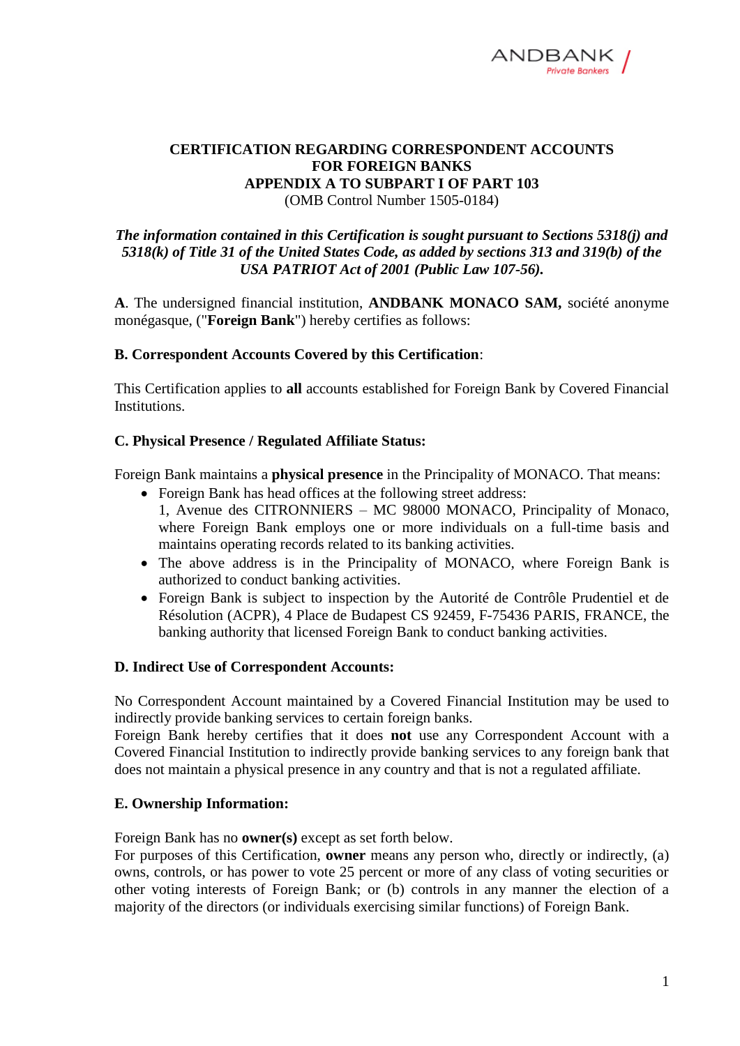**CERTIFICATION REGARDING CORRESPONDENT ACCOUNTS FOR FOREIGN BANKS**
**APPENDIX A TO SUBPART I OF PART 103**
(OMB Control Number 1505-0184)

***The information contained in this Certification is sought pursuant to Sections 5318(j) and 5318(k) of Title 31 of the United States Code, as added by sections 313 and 319(b) of the USA PATRIOT Act of 2001 (Public Law 107-56).***

**A**. The undersigned financial institution, **ANDBANK MONACO SAM,** société anonyme monégasque, ("**Foreign Bank**") hereby certifies as follows:

**B. Correspondent Accounts Covered by this Certification**:

This Certification applies to **all** accounts established for Foreign Bank by Covered Financial Institutions.

**C. Physical Presence / Regulated Affiliate Status:**

Foreign Bank maintains a **physical presence** in the Principality of MONACO. That means:

- Foreign Bank has head offices at the following street address:
  1, Avenue des CITRONNIERS – MC 98000 MONACO, Principality of Monaco, where Foreign Bank employs one or more individuals on a full-time basis and maintains operating records related to its banking activities.
- The above address is in the Principality of MONACO, where Foreign Bank is authorized to conduct banking activities.
- Foreign Bank is subject to inspection by the Autorité de Contrôle Prudentiel et de Résolution (ACPR), 4 Place de Budapest CS 92459, F-75436 PARIS, FRANCE, the banking authority that licensed Foreign Bank to conduct banking activities.

**D. Indirect Use of Correspondent Accounts:**

No Correspondent Account maintained by a Covered Financial Institution may be used to indirectly provide banking services to certain foreign banks.
Foreign Bank hereby certifies that it does **not** use any Correspondent Account with a Covered Financial Institution to indirectly provide banking services to any foreign bank that does not maintain a physical presence in any country and that is not a regulated affiliate.

**E. Ownership Information:**

Foreign Bank has no **owner(s)** except as set forth below.
For purposes of this Certification, **owner** means any person who, directly or indirectly, (a) owns, controls, or has power to vote 25 percent or more of any class of voting securities or other voting interests of Foreign Bank; or (b) controls in any manner the election of a majority of the directors (or individuals exercising similar functions) of Foreign Bank.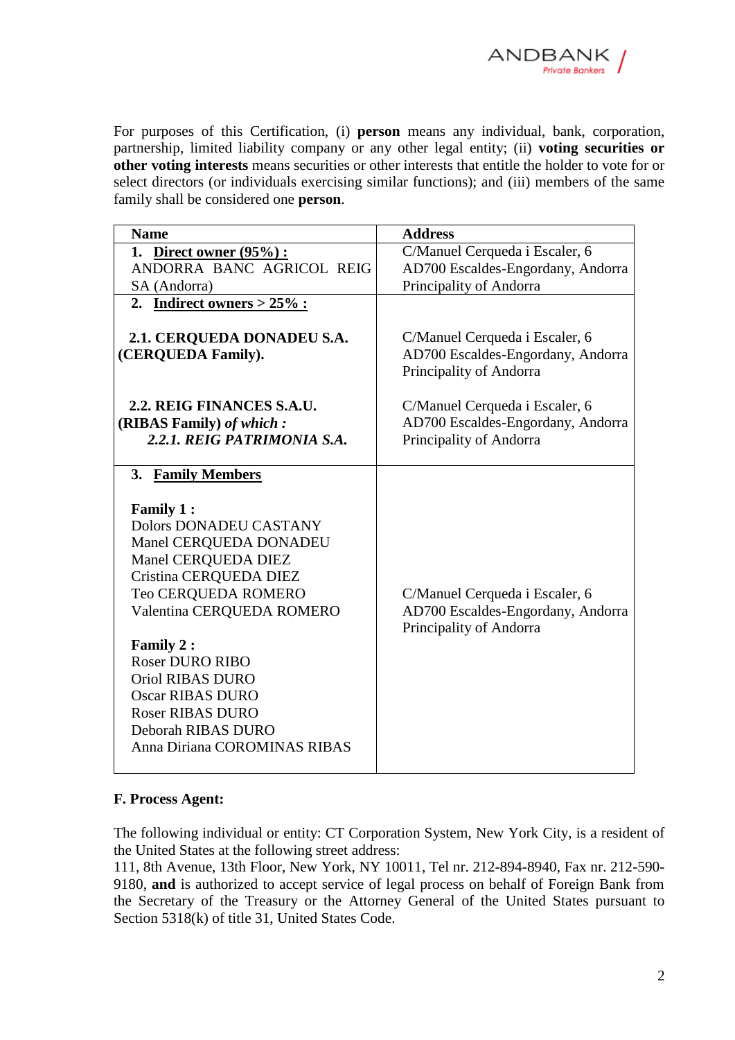For purposes of this Certification, (i) **person** means any individual, bank, corporation, partnership, limited liability company or any other legal entity; (ii) **voting securities or other voting interests** means securities or other interests that entitle the holder to vote for or select directors (or individuals exercising similar functions); and (iii) members of the same family shall be considered one **person**.

| **Name** | **Address** |
|---|---|
| **1. Direct owner (95%) :** ANDORRA BANC AGRICOL REIG SA (Andorra) | C/Manuel Cerqueda i Escaler, 6 AD700 Escaldes-Engordany, Andorra Principality of Andorra |
| **2. Indirect owners > 25% :** | |
| **2.1. CERQUEDA DONADEU S.A. (CERQUEDA Family).** | C/Manuel Cerqueda i Escaler, 6 AD700 Escaldes-Engordany, Andorra Principality of Andorra |
| **2.2. REIG FINANCES S.A.U. (RIBAS Family)** ***of which :*** ***2.2.1. REIG PATRIMONIA S.A.*** | C/Manuel Cerqueda i Escaler, 6 AD700 Escaldes-Engordany, Andorra Principality of Andorra |
| **3. Family Members** <br><br> **Family 1 :** <br> Dolors DONADEU CASTANY <br> Manel CERQUEDA DONADEU <br> Manel CERQUEDA DIEZ <br> Cristina CERQUEDA DIEZ <br> Teo CERQUEDA ROMERO <br> Valentina CERQUEDA ROMERO <br><br> **Family 2 :** <br> Roser DURO RIBO <br> Oriol RIBAS DURO <br> Oscar RIBAS DURO <br> Roser RIBAS DURO <br> Deborah RIBAS DURO <br> Anna Diriana COROMINAS RIBAS | C/Manuel Cerqueda i Escaler, 6 AD700 Escaldes-Engordany, Andorra Principality of Andorra |

**F. Process Agent:**

The following individual or entity: CT Corporation System, New York City, is a resident of the United States at the following street address:
111, 8th Avenue, 13th Floor, New York, NY 10011, Tel nr. 212-894-8940, Fax nr. 212-590-9180, **and** is authorized to accept service of legal process on behalf of Foreign Bank from the Secretary of the Treasury or the Attorney General of the United States pursuant to Section 5318(k) of title 31, United States Code.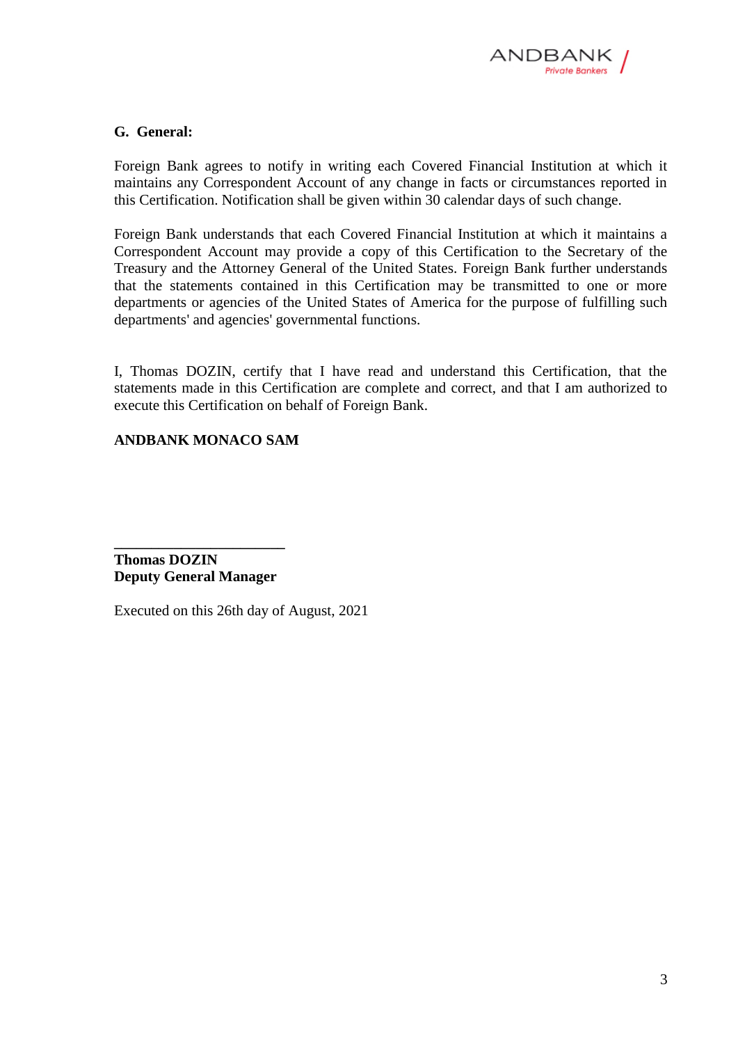## G. General:

Foreign Bank agrees to notify in writing each Covered Financial Institution at which it maintains any Correspondent Account of any change in facts or circumstances reported in this Certification. Notification shall be given within 30 calendar days of such change.

Foreign Bank understands that each Covered Financial Institution at which it maintains a Correspondent Account may provide a copy of this Certification to the Secretary of the Treasury and the Attorney General of the United States. Foreign Bank further understands that the statements contained in this Certification may be transmitted to one or more departments or agencies of the United States of America for the purpose of fulfilling such departments' and agencies' governmental functions.

I, Thomas DOZIN, certify that I have read and understand this Certification, that the statements made in this Certification are complete and correct, and that I am authorized to execute this Certification on behalf of Foreign Bank.

**ANDBANK MONACO SAM**

________________________

**Thomas DOZIN**
**Deputy General Manager**

Executed on this 26th day of August, 2021